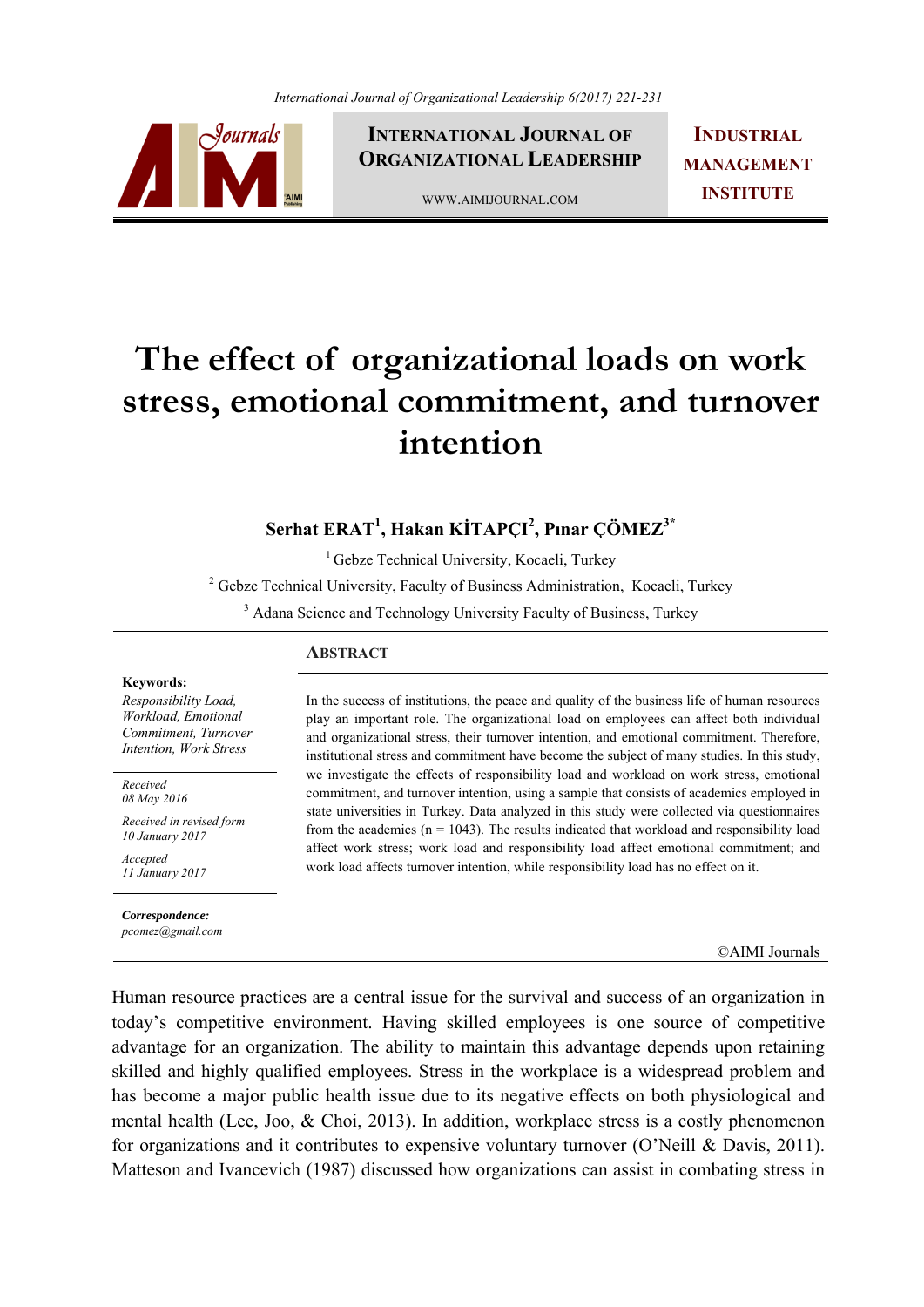# The effect of organizational loads on work stress, emotional commitment, and turnover intention

**Serhat ERAT[1], Hakan KİTAPÇI[2], Pınar ÇÖMEZ[3*]**

[1] Gebze Technical University, Kocaeli, Turkey

[2] Gebze Technical University, Faculty of Business Administration, Kocaeli, Turkey

[3] Adana Science and Technology University Faculty of Business, Turkey

**Keywords:**
*Responsibility Load, Workload, Emotional Commitment, Turnover Intention, Work Stress*

*Received*
*08 May 2016*

*Received in revised form*
*10 January 2017*

*Accepted*
*11 January 2017*

***Correspondence:***
*pcomez@gmail.com*

## ABSTRACT

In the success of institutions, the peace and quality of the business life of human resources play an important role. The organizational load on employees can affect both individual and organizational stress, their turnover intention, and emotional commitment. Therefore, institutional stress and commitment have become the subject of many studies. In this study, we investigate the effects of responsibility load and workload on work stress, emotional commitment, and turnover intention, using a sample that consists of academics employed in state universities in Turkey. Data analyzed in this study were collected via questionnaires from the academics (n = 1043). The results indicated that workload and responsibility load affect work stress; work load and responsibility load affect emotional commitment; and work load affects turnover intention, while responsibility load has no effect on it.

©AIMI Journals

Human resource practices are a central issue for the survival and success of an organization in today's competitive environment. Having skilled employees is one source of competitive advantage for an organization. The ability to maintain this advantage depends upon retaining skilled and highly qualified employees. Stress in the workplace is a widespread problem and has become a major public health issue due to its negative effects on both physiological and mental health (Lee, Joo, & Choi, 2013). In addition, workplace stress is a costly phenomenon for organizations and it contributes to expensive voluntary turnover (O'Neill & Davis, 2011). Matteson and Ivancevich (1987) discussed how organizations can assist in combating stress in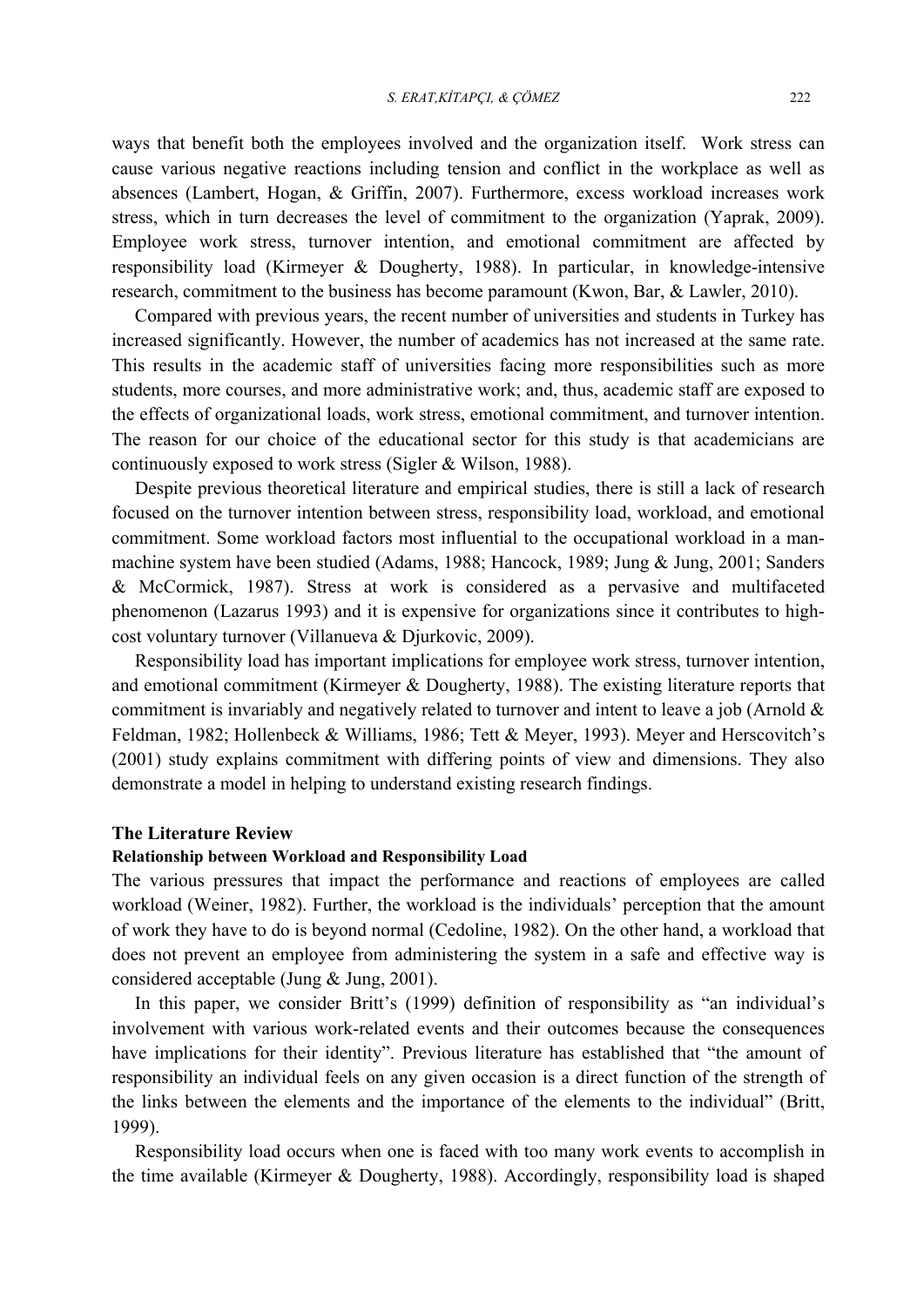ways that benefit both the employees involved and the organization itself. Work stress can cause various negative reactions including tension and conflict in the workplace as well as absences (Lambert, Hogan, & Griffin, 2007). Furthermore, excess workload increases work stress, which in turn decreases the level of commitment to the organization (Yaprak, 2009). Employee work stress, turnover intention, and emotional commitment are affected by responsibility load (Kirmeyer & Dougherty, 1988). In particular, in knowledge-intensive research, commitment to the business has become paramount (Kwon, Bar, & Lawler, 2010).

Compared with previous years, the recent number of universities and students in Turkey has increased significantly. However, the number of academics has not increased at the same rate. This results in the academic staff of universities facing more responsibilities such as more students, more courses, and more administrative work; and, thus, academic staff are exposed to the effects of organizational loads, work stress, emotional commitment, and turnover intention. The reason for our choice of the educational sector for this study is that academicians are continuously exposed to work stress (Sigler & Wilson, 1988).

Despite previous theoretical literature and empirical studies, there is still a lack of research focused on the turnover intention between stress, responsibility load, workload, and emotional commitment. Some workload factors most influential to the occupational workload in a man-machine system have been studied (Adams, 1988; Hancock, 1989; Jung & Jung, 2001; Sanders & McCormick, 1987). Stress at work is considered as a pervasive and multifaceted phenomenon (Lazarus 1993) and it is expensive for organizations since it contributes to high-cost voluntary turnover (Villanueva & Djurkovic, 2009).

Responsibility load has important implications for employee work stress, turnover intention, and emotional commitment (Kirmeyer & Dougherty, 1988). The existing literature reports that commitment is invariably and negatively related to turnover and intent to leave a job (Arnold & Feldman, 1982; Hollenbeck & Williams, 1986; Tett & Meyer, 1993). Meyer and Herscovitch's (2001) study explains commitment with differing points of view and dimensions. They also demonstrate a model in helping to understand existing research findings.

## The Literature Review

### Relationship between Workload and Responsibility Load

The various pressures that impact the performance and reactions of employees are called workload (Weiner, 1982). Further, the workload is the individuals' perception that the amount of work they have to do is beyond normal (Cedoline, 1982). On the other hand, a workload that does not prevent an employee from administering the system in a safe and effective way is considered acceptable (Jung & Jung, 2001).

In this paper, we consider Britt's (1999) definition of responsibility as "an individual's involvement with various work-related events and their outcomes because the consequences have implications for their identity". Previous literature has established that "the amount of responsibility an individual feels on any given occasion is a direct function of the strength of the links between the elements and the importance of the elements to the individual" (Britt, 1999).

Responsibility load occurs when one is faced with too many work events to accomplish in the time available (Kirmeyer & Dougherty, 1988). Accordingly, responsibility load is shaped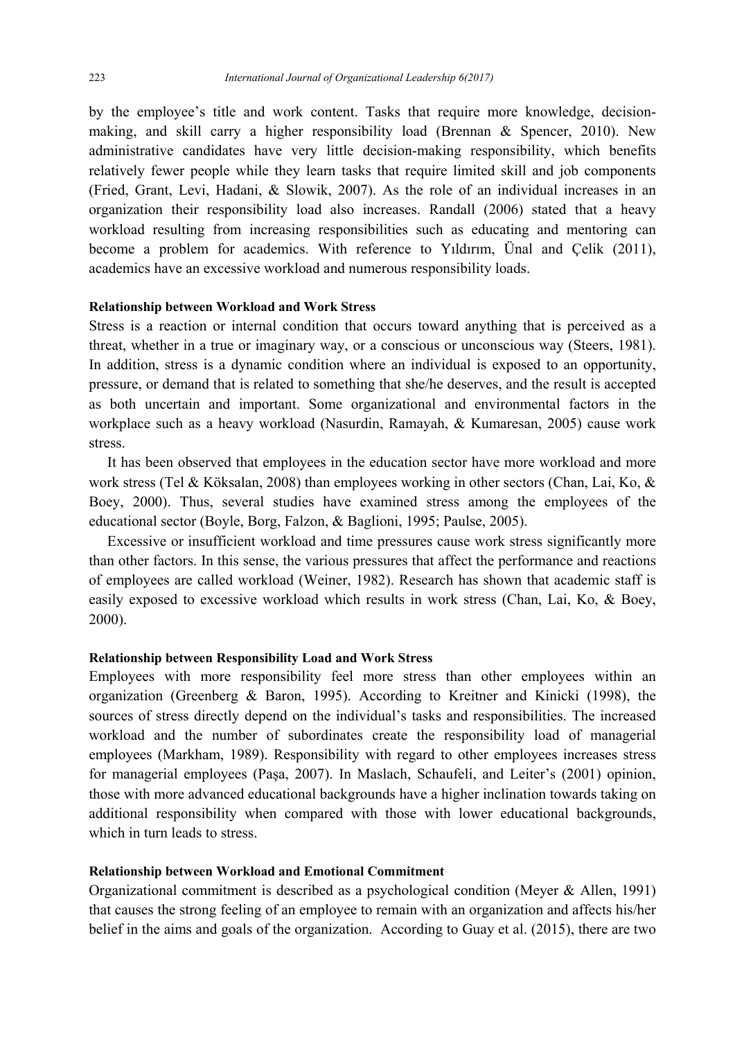by the employee's title and work content. Tasks that require more knowledge, decision-making, and skill carry a higher responsibility load (Brennan & Spencer, 2010). New administrative candidates have very little decision-making responsibility, which benefits relatively fewer people while they learn tasks that require limited skill and job components (Fried, Grant, Levi, Hadani, & Slowik, 2007). As the role of an individual increases in an organization their responsibility load also increases. Randall (2006) stated that a heavy workload resulting from increasing responsibilities such as educating and mentoring can become a problem for academics. With reference to Yıldırım, Ünal and Çelik (2011), academics have an excessive workload and numerous responsibility loads.

#### Relationship between Workload and Work Stress

Stress is a reaction or internal condition that occurs toward anything that is perceived as a threat, whether in a true or imaginary way, or a conscious or unconscious way (Steers, 1981). In addition, stress is a dynamic condition where an individual is exposed to an opportunity, pressure, or demand that is related to something that she/he deserves, and the result is accepted as both uncertain and important. Some organizational and environmental factors in the workplace such as a heavy workload (Nasurdin, Ramayah, & Kumaresan, 2005) cause work stress.

It has been observed that employees in the education sector have more workload and more work stress (Tel & Köksalan, 2008) than employees working in other sectors (Chan, Lai, Ko, & Boey, 2000). Thus, several studies have examined stress among the employees of the educational sector (Boyle, Borg, Falzon, & Baglioni, 1995; Paulse, 2005).

Excessive or insufficient workload and time pressures cause work stress significantly more than other factors. In this sense, the various pressures that affect the performance and reactions of employees are called workload (Weiner, 1982). Research has shown that academic staff is easily exposed to excessive workload which results in work stress (Chan, Lai, Ko, & Boey, 2000).

#### Relationship between Responsibility Load and Work Stress

Employees with more responsibility feel more stress than other employees within an organization (Greenberg & Baron, 1995). According to Kreitner and Kinicki (1998), the sources of stress directly depend on the individual's tasks and responsibilities. The increased workload and the number of subordinates create the responsibility load of managerial employees (Markham, 1989). Responsibility with regard to other employees increases stress for managerial employees (Paşa, 2007). In Maslach, Schaufeli, and Leiter's (2001) opinion, those with more advanced educational backgrounds have a higher inclination towards taking on additional responsibility when compared with those with lower educational backgrounds, which in turn leads to stress.

#### Relationship between Workload and Emotional Commitment

Organizational commitment is described as a psychological condition (Meyer & Allen, 1991) that causes the strong feeling of an employee to remain with an organization and affects his/her belief in the aims and goals of the organization. According to Guay et al. (2015), there are two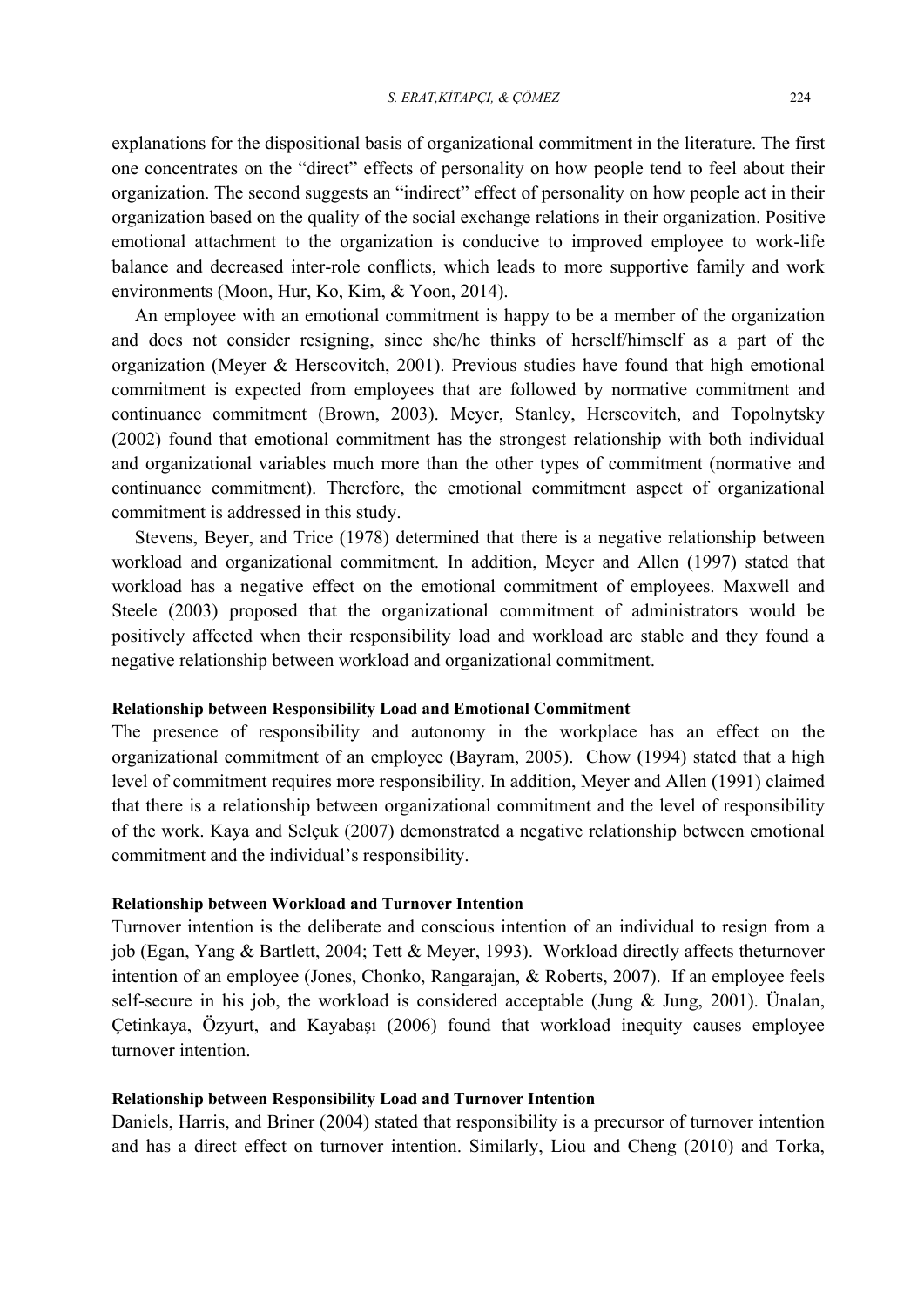explanations for the dispositional basis of organizational commitment in the literature. The first one concentrates on the "direct" effects of personality on how people tend to feel about their organization. The second suggests an "indirect" effect of personality on how people act in their organization based on the quality of the social exchange relations in their organization. Positive emotional attachment to the organization is conducive to improved employee to work-life balance and decreased inter-role conflicts, which leads to more supportive family and work environments (Moon, Hur, Ko, Kim, & Yoon, 2014).

An employee with an emotional commitment is happy to be a member of the organization and does not consider resigning, since she/he thinks of herself/himself as a part of the organization (Meyer & Herscovitch, 2001). Previous studies have found that high emotional commitment is expected from employees that are followed by normative commitment and continuance commitment (Brown, 2003). Meyer, Stanley, Herscovitch, and Topolnytsky (2002) found that emotional commitment has the strongest relationship with both individual and organizational variables much more than the other types of commitment (normative and continuance commitment). Therefore, the emotional commitment aspect of organizational commitment is addressed in this study.

Stevens, Beyer, and Trice (1978) determined that there is a negative relationship between workload and organizational commitment. In addition, Meyer and Allen (1997) stated that workload has a negative effect on the emotional commitment of employees. Maxwell and Steele (2003) proposed that the organizational commitment of administrators would be positively affected when their responsibility load and workload are stable and they found a negative relationship between workload and organizational commitment.

### Relationship between Responsibility Load and Emotional Commitment

The presence of responsibility and autonomy in the workplace has an effect on the organizational commitment of an employee (Bayram, 2005). Chow (1994) stated that a high level of commitment requires more responsibility. In addition, Meyer and Allen (1991) claimed that there is a relationship between organizational commitment and the level of responsibility of the work. Kaya and Selçuk (2007) demonstrated a negative relationship between emotional commitment and the individual's responsibility.

### Relationship between Workload and Turnover Intention

Turnover intention is the deliberate and conscious intention of an individual to resign from a job (Egan, Yang & Bartlett, 2004; Tett & Meyer, 1993). Workload directly affects theturnover intention of an employee (Jones, Chonko, Rangarajan, & Roberts, 2007). If an employee feels self-secure in his job, the workload is considered acceptable (Jung & Jung, 2001). Ünalan, Çetinkaya, Özyurt, and Kayabaşı (2006) found that workload inequity causes employee turnover intention.

### Relationship between Responsibility Load and Turnover Intention

Daniels, Harris, and Briner (2004) stated that responsibility is a precursor of turnover intention and has a direct effect on turnover intention. Similarly, Liou and Cheng (2010) and Torka,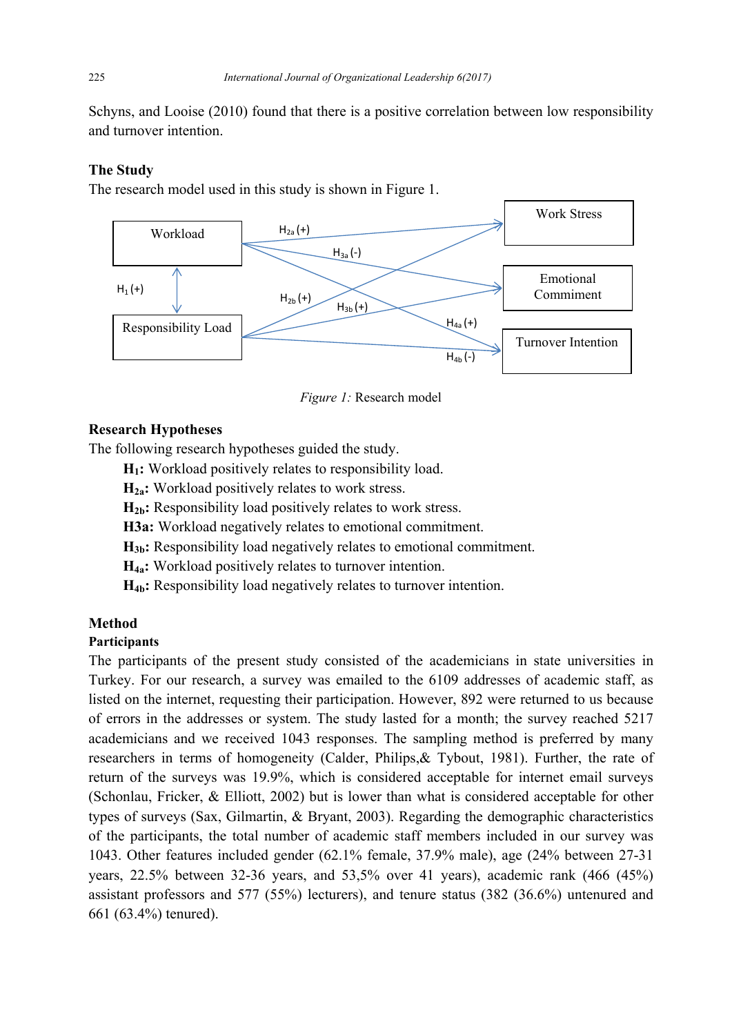Schyns, and Looise (2010) found that there is a positive correlation between low responsibility and turnover intention.

## The Study

The research model used in this study is shown in Figure 1.

*Figure 1:* Research model

## Research Hypotheses

The following research hypotheses guided the study.

**$H_1$:** Workload positively relates to responsibility load.

**$H_{2a}$:** Workload positively relates to work stress.

**$H_{2b}$:** Responsibility load positively relates to work stress.

**H3a:** Workload negatively relates to emotional commitment.

**$H_{3b}$:** Responsibility load negatively relates to emotional commitment.

**$H_{4a}$:** Workload positively relates to turnover intention.

**$H_{4b}$:** Responsibility load negatively relates to turnover intention.

## Method

### Participants

The participants of the present study consisted of the academicians in state universities in Turkey. For our research, a survey was emailed to the 6109 addresses of academic staff, as listed on the internet, requesting their participation. However, 892 were returned to us because of errors in the addresses or system. The study lasted for a month; the survey reached 5217 academicians and we received 1043 responses. The sampling method is preferred by many researchers in terms of homogeneity (Calder, Philips,& Tybout, 1981). Further, the rate of return of the surveys was 19.9%, which is considered acceptable for internet email surveys (Schonlau, Fricker, & Elliott, 2002) but is lower than what is considered acceptable for other types of surveys (Sax, Gilmartin, & Bryant, 2003). Regarding the demographic characteristics of the participants, the total number of academic staff members included in our survey was 1043. Other features included gender (62.1% female, 37.9% male), age (24% between 27-31 years, 22.5% between 32-36 years, and 53,5% over 41 years), academic rank (466 (45%) assistant professors and 577 (55%) lecturers), and tenure status (382 (36.6%) untenured and 661 (63.4%) tenured).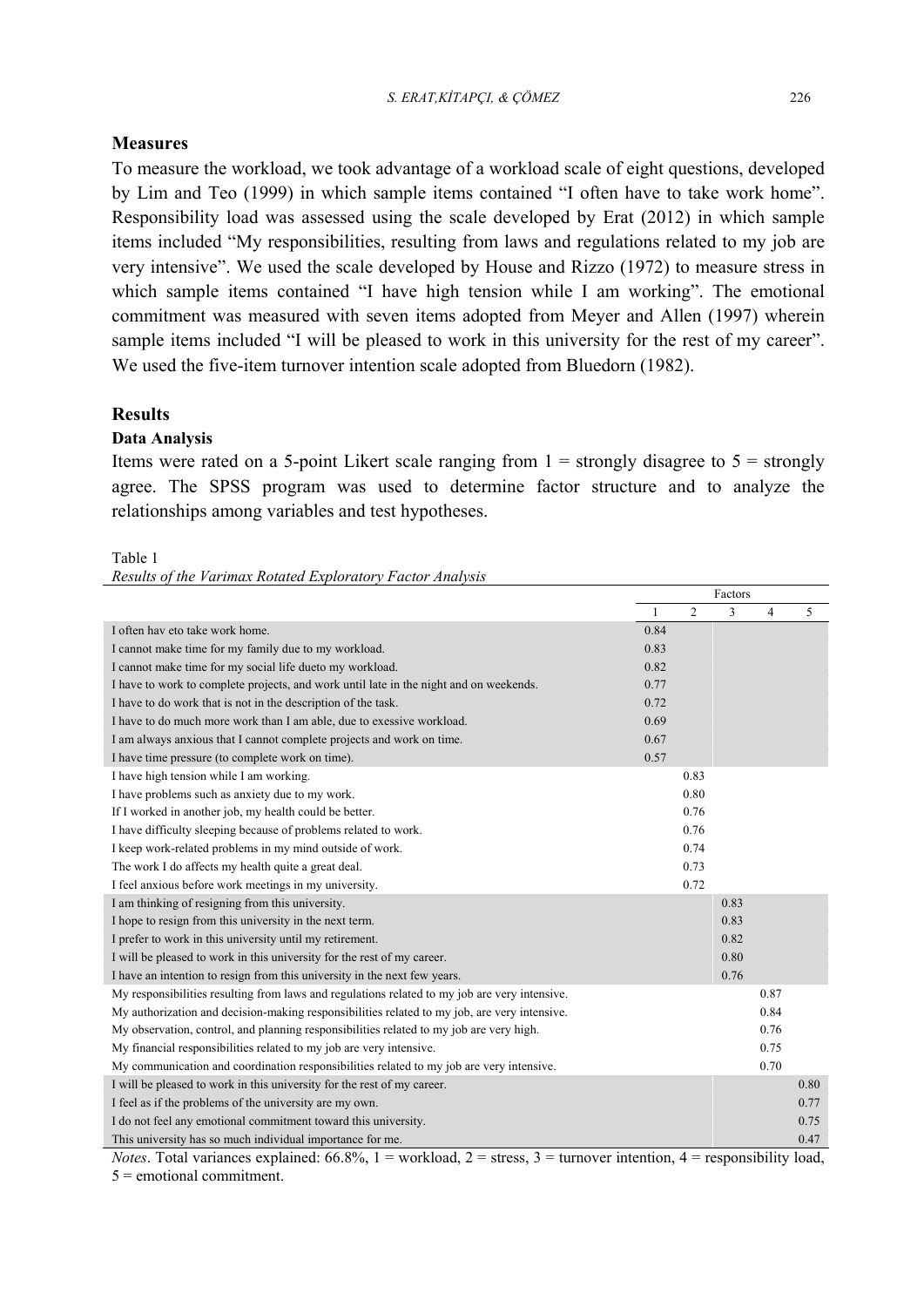## Measures

To measure the workload, we took advantage of a workload scale of eight questions, developed by Lim and Teo (1999) in which sample items contained "I often have to take work home". Responsibility load was assessed using the scale developed by Erat (2012) in which sample items included "My responsibilities, resulting from laws and regulations related to my job are very intensive". We used the scale developed by House and Rizzo (1972) to measure stress in which sample items contained "I have high tension while I am working". The emotional commitment was measured with seven items adopted from Meyer and Allen (1997) wherein sample items included "I will be pleased to work in this university for the rest of my career". We used the five-item turnover intention scale adopted from Bluedorn (1982).

## Results

### Data Analysis

Items were rated on a 5-point Likert scale ranging from 1 = strongly disagree to 5 = strongly agree. The SPSS program was used to determine factor structure and to analyze the relationships among variables and test hypotheses.

Table 1

*Results of the Varimax Rotated Exploratory Factor Analysis*

| | Factors | | | | |
|---|---|---|---|---|---|
| | 1 | 2 | 3 | 4 | 5 |
| I often hav eto take work home. | 0.84 | | | | |
| I cannot make time for my family due to my workload. | 0.83 | | | | |
| I cannot make time for my social life dueto my workload. | 0.82 | | | | |
| I have to work to complete projects, and work until late in the night and on weekends. | 0.77 | | | | |
| I have to do work that is not in the description of the task. | 0.72 | | | | |
| I have to do much more work than I am able, due to exessive workload. | 0.69 | | | | |
| I am always anxious that I cannot complete projects and work on time. | 0.67 | | | | |
| I have time pressure (to complete work on time). | 0.57 | | | | |
| I have high tension while I am working. | | 0.83 | | | |
| I have problems such as anxiety due to my work. | | 0.80 | | | |
| If I worked in another job, my health could be better. | | 0.76 | | | |
| I have difficulty sleeping because of problems related to work. | | 0.76 | | | |
| I keep work-related problems in my mind outside of work. | | 0.74 | | | |
| The work I do affects my health quite a great deal. | | 0.73 | | | |
| I feel anxious before work meetings in my university. | | 0.72 | | | |
| I am thinking of resigning from this university. | | | 0.83 | | |
| I hope to resign from this university in the next term. | | | 0.83 | | |
| I prefer to work in this university until my retirement. | | | 0.82 | | |
| I will be pleased to work in this university for the rest of my career. | | | 0.80 | | |
| I have an intention to resign from this university in the next few years. | | | 0.76 | | |
| My responsibilities resulting from laws and regulations related to my job are very intensive. | | | | 0.87 | |
| My authorization and decision-making responsibilities related to my job, are very intensive. | | | | 0.84 | |
| My observation, control, and planning responsibilities related to my job are very high. | | | | 0.76 | |
| My financial responsibilities related to my job are very intensive. | | | | 0.75 | |
| My communication and coordination responsibilities related to my job are very intensive. | | | | 0.70 | |
| I will be pleased to work in this university for the rest of my career. | | | | | 0.80 |
| I feel as if the problems of the university are my own. | | | | | 0.77 |
| I do not feel any emotional commitment toward this university. | | | | | 0.75 |
| This university has so much individual importance for me. | | | | | 0.47 |

*Notes*. Total variances explained: 66.8%, 1 = workload, 2 = stress, 3 = turnover intention, 4 = responsibility load, 5 = emotional commitment.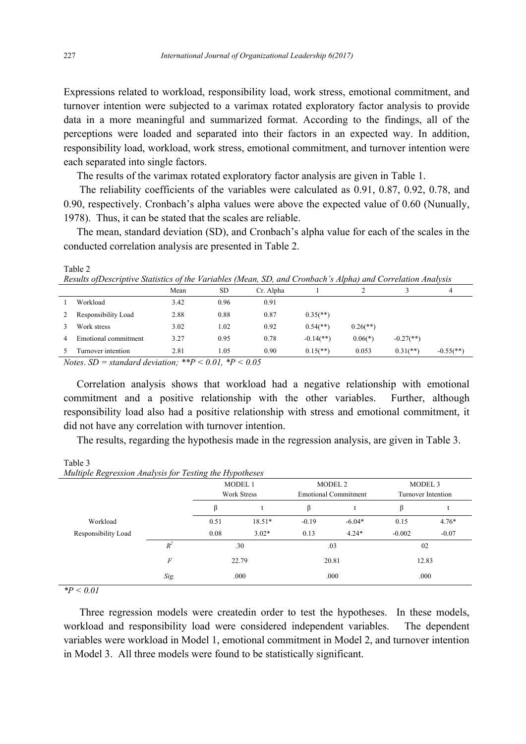Expressions related to workload, responsibility load, work stress, emotional commitment, and turnover intention were subjected to a varimax rotated exploratory factor analysis to provide data in a more meaningful and summarized format. According to the findings, all of the perceptions were loaded and separated into their factors in an expected way. In addition, responsibility load, workload, work stress, emotional commitment, and turnover intention were each separated into single factors.

The results of the varimax rotated exploratory factor analysis are given in Table 1.

The reliability coefficients of the variables were calculated as 0.91, 0.87, 0.92, 0.78, and 0.90, respectively. Cronbach's alpha values were above the expected value of 0.60 (Nunually, 1978). Thus, it can be stated that the scales are reliable.

The mean, standard deviation (SD), and Cronbach's alpha value for each of the scales in the conducted correlation analysis are presented in Table 2.

Table 2

*Results ofDescriptive Statistics of the Variables (Mean, SD, and Cronbach's Alpha) and Correlation Analysis*

| | | Mean | SD | Cr. Alpha | 1 | 2 | 3 | 4 |
|---|---|---|---|---|---|---|---|---|
| 1 | Workload | 3.42 | 0.96 | 0.91 | | | | |
| 2 | Responsibility Load | 2.88 | 0.88 | 0.87 | 0.35(**) | | | |
| 3 | Work stress | 3.02 | 1.02 | 0.92 | 0.54(**) | 0.26(**) | | |
| 4 | Emotional commitment | 3.27 | 0.95 | 0.78 | -0.14(**) | 0.06(*) | -0.27(**) | |
| 5 | Turnover intention | 2.81 | 1.05 | 0.90 | 0.15(**) | 0.053 | 0.31(**) | -0.55(**) |

*Notes*. *SD = standard deviation; **$P < 0.01$, *$P < 0.05$*

Correlation analysis shows that workload had a negative relationship with emotional commitment and a positive relationship with the other variables. Further, although responsibility load also had a positive relationship with stress and emotional commitment, it did not have any correlation with turnover intention.

The results, regarding the hypothesis made in the regression analysis, are given in Table 3.

Table 3

*Multiple Regression Analysis for Testing the Hypotheses*

| | | MODEL 1 Work Stress | | MODEL 2 Emotional Commitment | | MODEL 3 Turnover Intention | |
|---|---|---|---|---|---|---|---|
| | | β | t | β | t | β | t |
| Workload | | 0.51 | 18.51* | -0.19 | -6.04* | 0.15 | 4.76* |
| Responsibility Load | | 0.08 | 3.02* | 0.13 | 4.24* | -0.002 | -0.07 |
| | $R^2$ | .30 | | .03 | | 02 | |
| | *F* | 22.79 | | 20.81 | | 12.83 | |
| | *Sig.* | .000 | | .000 | | .000 | |

*$P < 0.01$

Three regression models were createdin order to test the hypotheses. In these models, workload and responsibility load were considered independent variables. The dependent variables were workload in Model 1, emotional commitment in Model 2, and turnover intention in Model 3. All three models were found to be statistically significant.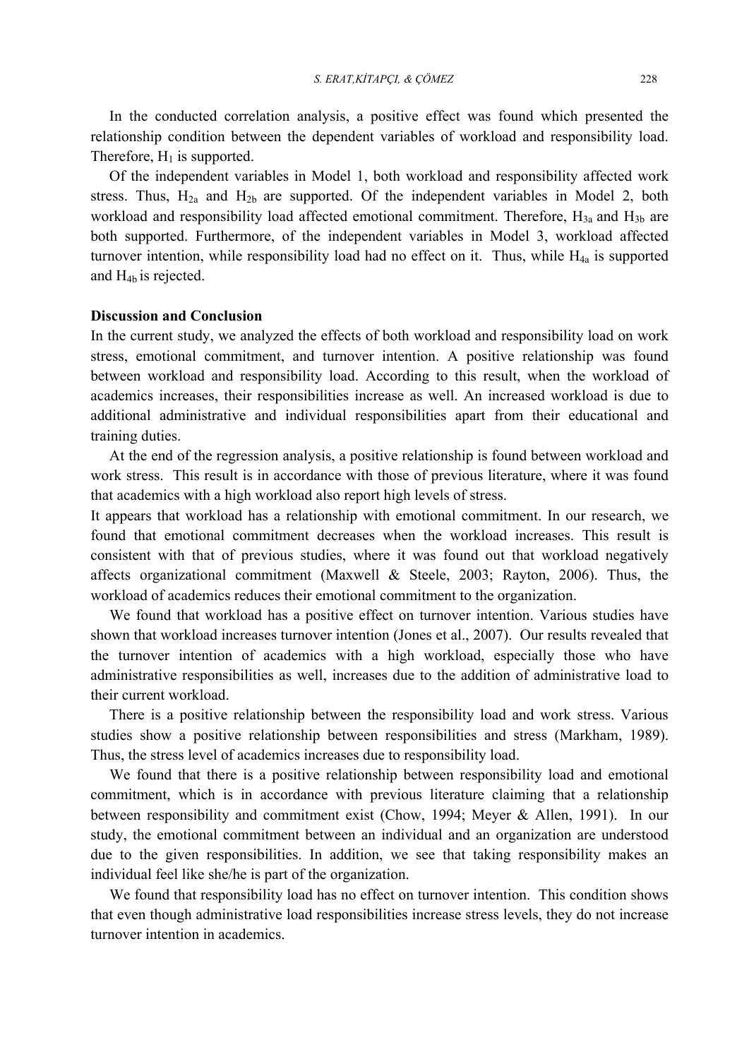In the conducted correlation analysis, a positive effect was found which presented the relationship condition between the dependent variables of workload and responsibility load. Therefore, $H_1$ is supported.

Of the independent variables in Model 1, both workload and responsibility affected work stress. Thus, $H_{2a}$ and $H_{2b}$ are supported. Of the independent variables in Model 2, both workload and responsibility load affected emotional commitment. Therefore, $H_{3a}$ and $H_{3b}$ are both supported. Furthermore, of the independent variables in Model 3, workload affected turnover intention, while responsibility load had no effect on it. Thus, while $H_{4a}$ is supported and $H_{4b}$ is rejected.

## Discussion and Conclusion

In the current study, we analyzed the effects of both workload and responsibility load on work stress, emotional commitment, and turnover intention. A positive relationship was found between workload and responsibility load. According to this result, when the workload of academics increases, their responsibilities increase as well. An increased workload is due to additional administrative and individual responsibilities apart from their educational and training duties.

At the end of the regression analysis, a positive relationship is found between workload and work stress. This result is in accordance with those of previous literature, where it was found that academics with a high workload also report high levels of stress.

It appears that workload has a relationship with emotional commitment. In our research, we found that emotional commitment decreases when the workload increases. This result is consistent with that of previous studies, where it was found out that workload negatively affects organizational commitment (Maxwell & Steele, 2003; Rayton, 2006). Thus, the workload of academics reduces their emotional commitment to the organization.

We found that workload has a positive effect on turnover intention. Various studies have shown that workload increases turnover intention (Jones et al., 2007). Our results revealed that the turnover intention of academics with a high workload, especially those who have administrative responsibilities as well, increases due to the addition of administrative load to their current workload.

There is a positive relationship between the responsibility load and work stress. Various studies show a positive relationship between responsibilities and stress (Markham, 1989). Thus, the stress level of academics increases due to responsibility load.

We found that there is a positive relationship between responsibility load and emotional commitment, which is in accordance with previous literature claiming that a relationship between responsibility and commitment exist (Chow, 1994; Meyer & Allen, 1991). In our study, the emotional commitment between an individual and an organization are understood due to the given responsibilities. In addition, we see that taking responsibility makes an individual feel like she/he is part of the organization.

We found that responsibility load has no effect on turnover intention. This condition shows that even though administrative load responsibilities increase stress levels, they do not increase turnover intention in academics.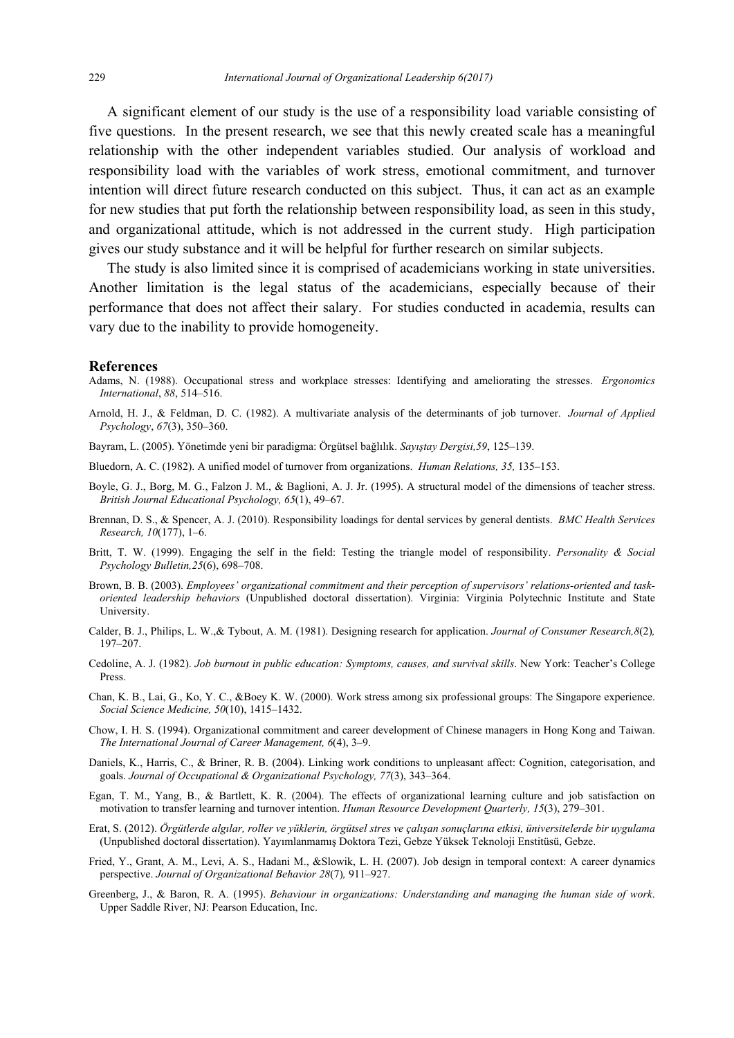A significant element of our study is the use of a responsibility load variable consisting of five questions. In the present research, we see that this newly created scale has a meaningful relationship with the other independent variables studied. Our analysis of workload and responsibility load with the variables of work stress, emotional commitment, and turnover intention will direct future research conducted on this subject. Thus, it can act as an example for new studies that put forth the relationship between responsibility load, as seen in this study, and organizational attitude, which is not addressed in the current study. High participation gives our study substance and it will be helpful for further research on similar subjects.

The study is also limited since it is comprised of academicians working in state universities. Another limitation is the legal status of the academicians, especially because of their performance that does not affect their salary. For studies conducted in academia, results can vary due to the inability to provide homogeneity.

## References

Adams, N. (1988). Occupational stress and workplace stresses: Identifying and ameliorating the stresses. *Ergonomics International*, *88*, 514–516.

Arnold, H. J., & Feldman, D. C. (1982). A multivariate analysis of the determinants of job turnover. *Journal of Applied Psychology*, *67*(3), 350–360.

Bayram, L. (2005). Yönetimde yeni bir paradigma: Örgütsel bağlılık. *Sayıştay Dergisi,59*, 125–139.

Bluedorn, A. C. (1982). A unified model of turnover from organizations. *Human Relations, 35,* 135–153.

Boyle, G. J., Borg, M. G., Falzon J. M., & Baglioni, A. J. Jr. (1995). A structural model of the dimensions of teacher stress. *British Journal Educational Psychology, 65*(1), 49–67.

Brennan, D. S., & Spencer, A. J. (2010). Responsibility loadings for dental services by general dentists. *BMC Health Services Research, 10*(177), 1–6.

Britt, T. W. (1999). Engaging the self in the field: Testing the triangle model of responsibility. *Personality & Social Psychology Bulletin,25*(6), 698–708.

Brown, B. B. (2003). *Employees' organizational commitment and their perception of supervisors' relations-oriented and task-oriented leadership behaviors* (Unpublished doctoral dissertation). Virginia: Virginia Polytechnic Institute and State University.

Calder, B. J., Philips, L. W.,& Tybout, A. M. (1981). Designing research for application. *Journal of Consumer Research,8*(2)*,* 197–207.

Cedoline, A. J. (1982). *Job burnout in public education: Symptoms, causes, and survival skills*. New York: Teacher's College Press.

Chan, K. B., Lai, G., Ko, Y. C., &Boey K. W. (2000). Work stress among six professional groups: The Singapore experience. *Social Science Medicine, 50*(10), 1415–1432.

Chow, I. H. S. (1994). Organizational commitment and career development of Chinese managers in Hong Kong and Taiwan. *The International Journal of Career Management, 6*(4), 3–9.

Daniels, K., Harris, C., & Briner, R. B. (2004). Linking work conditions to unpleasant affect: Cognition, categorisation, and goals. *Journal of Occupational & Organizational Psychology, 77*(3), 343–364.

Egan, T. M., Yang, B., & Bartlett, K. R. (2004). The effects of organizational learning culture and job satisfaction on motivation to transfer learning and turnover intention. *Human Resource Development Quarterly, 15*(3), 279–301.

Erat, S. (2012). *Örgütlerde algılar, roller ve yüklerin, örgütsel stres ve çalışan sonuçlarına etkisi, üniversitelerde bir uygulama* (Unpublished doctoral dissertation). Yayımlanmamış Doktora Tezi, Gebze Yüksek Teknoloji Enstitüsü, Gebze.

Fried, Y., Grant, A. M., Levi, A. S., Hadani M., &Slowik, L. H. (2007). Job design in temporal context: A career dynamics perspective. *Journal of Organizational Behavior 28*(7)*,* 911–927.

Greenberg, J., & Baron, R. A. (1995). *Behaviour in organizations: Understanding and managing the human side of work*. Upper Saddle River, NJ: Pearson Education, Inc.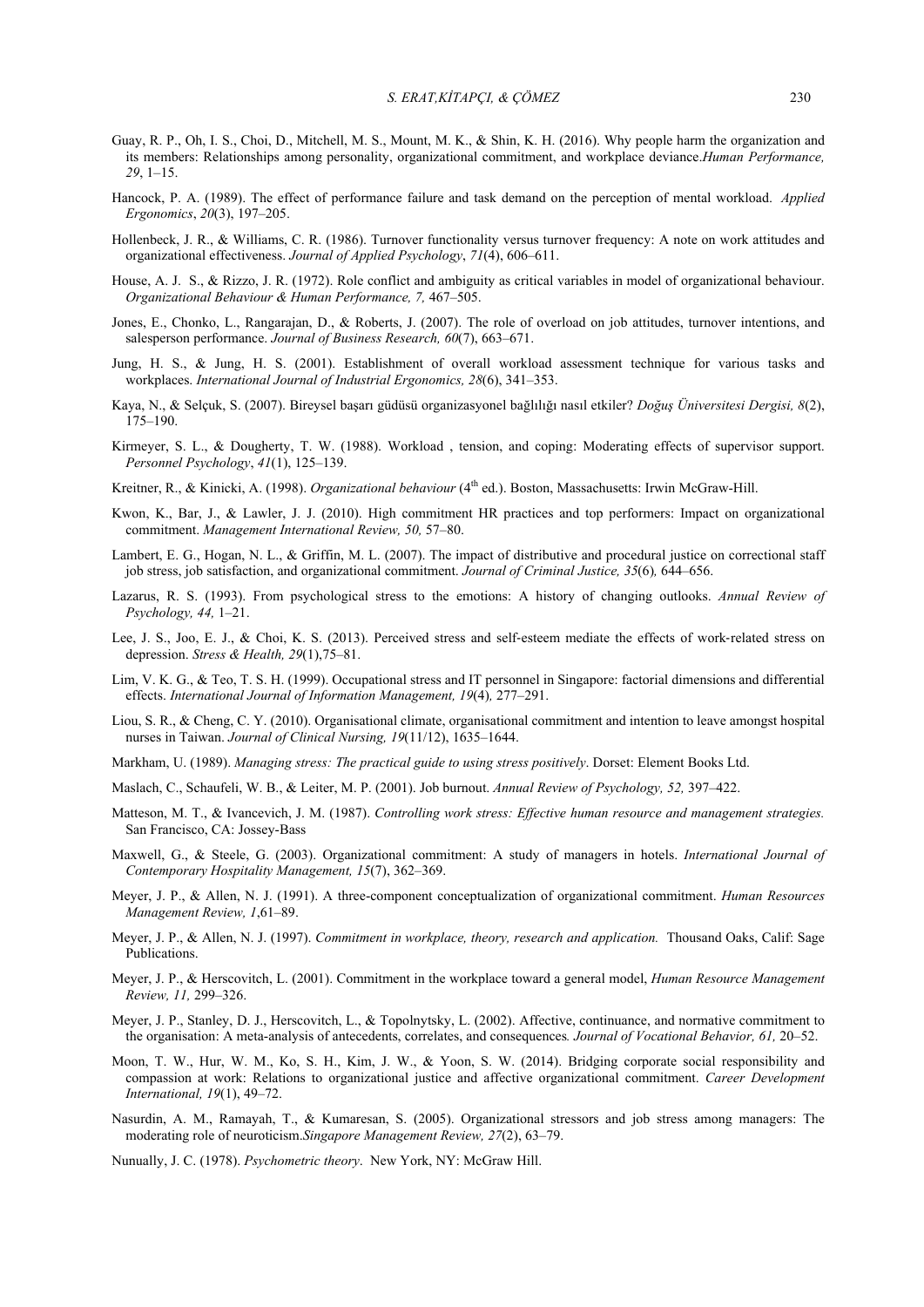Guay, R. P., Oh, I. S., Choi, D., Mitchell, M. S., Mount, M. K., & Shin, K. H. (2016). Why people harm the organization and its members: Relationships among personality, organizational commitment, and workplace deviance.*Human Performance, 29*, 1–15.

Hancock, P. A. (1989). The effect of performance failure and task demand on the perception of mental workload. *Applied Ergonomics*, *20*(3), 197–205.

Hollenbeck, J. R., & Williams, C. R. (1986). Turnover functionality versus turnover frequency: A note on work attitudes and organizational effectiveness. *Journal of Applied Psychology*, *71*(4), 606–611.

House, A. J. S., & Rizzo, J. R. (1972). Role conflict and ambiguity as critical variables in model of organizational behaviour. *Organizational Behaviour & Human Performance, 7,* 467–505.

Jones, E., Chonko, L., Rangarajan, D., & Roberts, J. (2007). The role of overload on job attitudes, turnover intentions, and salesperson performance. *Journal of Business Research, 60*(7), 663–671.

Jung, H. S., & Jung, H. S. (2001). Establishment of overall workload assessment technique for various tasks and workplaces. *International Journal of Industrial Ergonomics, 28*(6), 341–353.

Kaya, N., & Selçuk, S. (2007). Bireysel başarı güdüsü organizasyonel bağlılığı nasıl etkiler? *Doğuş Üniversitesi Dergisi, 8*(2), 175–190.

Kirmeyer, S. L., & Dougherty, T. W. (1988). Workload , tension, and coping: Moderating effects of supervisor support. *Personnel Psychology*, *41*(1), 125–139.

Kreitner, R., & Kinicki, A. (1998). *Organizational behaviour* (4th ed.). Boston, Massachusetts: Irwin McGraw-Hill.

Kwon, K., Bar, J., & Lawler, J. J. (2010). High commitment HR practices and top performers: Impact on organizational commitment. *Management International Review, 50,* 57–80.

Lambert, E. G., Hogan, N. L., & Griffin, M. L. (2007). The impact of distributive and procedural justice on correctional staff job stress, job satisfaction, and organizational commitment. *Journal of Criminal Justice, 35*(6)*,* 644–656.

Lazarus, R. S. (1993). From psychological stress to the emotions: A history of changing outlooks. *Annual Review of Psychology, 44,* 1–21.

Lee, J. S., Joo, E. J., & Choi, K. S. (2013). Perceived stress and self-esteem mediate the effects of work-related stress on depression. *Stress & Health, 29*(1),75–81.

Lim, V. K. G., & Teo, T. S. H. (1999). Occupational stress and IT personnel in Singapore: factorial dimensions and differential effects. *International Journal of Information Management, 19*(4)*,* 277–291.

Liou, S. R., & Cheng, C. Y. (2010). Organisational climate, organisational commitment and intention to leave amongst hospital nurses in Taiwan. *Journal of Clinical Nursing, 19*(11/12), 1635–1644.

Markham, U. (1989). *Managing stress: The practical guide to using stress positively*. Dorset: Element Books Ltd.

Maslach, C., Schaufeli, W. B., & Leiter, M. P. (2001). Job burnout. *Annual Review of Psychology, 52,* 397–422.

Matteson, M. T., & Ivancevich, J. M. (1987). *Controlling work stress: Effective human resource and management strategies.* San Francisco, CA: Jossey-Bass

Maxwell, G., & Steele, G. (2003). Organizational commitment: A study of managers in hotels. *International Journal of Contemporary Hospitality Management, 15*(7), 362–369.

Meyer, J. P., & Allen, N. J. (1991). A three-component conceptualization of organizational commitment. *Human Resources Management Review, 1*,61–89.

Meyer, J. P., & Allen, N. J. (1997). *Commitment in workplace, theory, research and application.* Thousand Oaks, Calif: Sage Publications.

Meyer, J. P., & Herscovitch, L. (2001). Commitment in the workplace toward a general model, *Human Resource Management Review, 11,* 299–326.

Meyer, J. P., Stanley, D. J., Herscovitch, L., & Topolnytsky, L. (2002). Affective, continuance, and normative commitment to the organisation: A meta-analysis of antecedents, correlates, and consequences*. Journal of Vocational Behavior, 61,* 20–52.

Moon, T. W., Hur, W. M., Ko, S. H., Kim, J. W., & Yoon, S. W. (2014). Bridging corporate social responsibility and compassion at work: Relations to organizational justice and affective organizational commitment. *Career Development International, 19*(1), 49–72.

Nasurdin, A. M., Ramayah, T., & Kumaresan, S. (2005). Organizational stressors and job stress among managers: The moderating role of neuroticism.*Singapore Management Review, 27*(2), 63–79.

Nunually, J. C. (1978). *Psychometric theory*. New York, NY: McGraw Hill.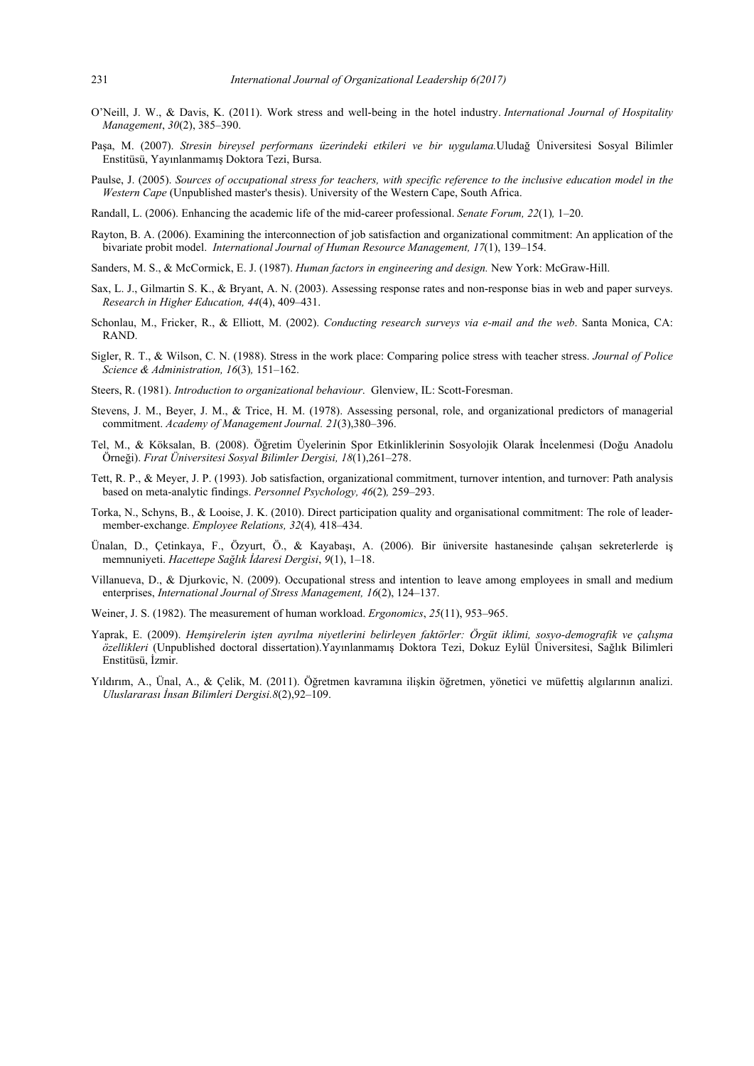O'Neill, J. W., & Davis, K. (2011). Work stress and well-being in the hotel industry. *International Journal of Hospitality Management*, *30*(2), 385–390.

Paşa, M. (2007). *Stresin bireysel performans üzerindeki etkileri ve bir uygulama.*Uludağ Üniversitesi Sosyal Bilimler Enstitüsü, Yayınlanmamış Doktora Tezi, Bursa.

Paulse, J. (2005). *Sources of occupational stress for teachers, with specific reference to the inclusive education model in the Western Cape* (Unpublished master's thesis). University of the Western Cape, South Africa.

Randall, L. (2006). Enhancing the academic life of the mid-career professional. *Senate Forum, 22*(1)*,* 1–20.

Rayton, B. A. (2006). Examining the interconnection of job satisfaction and organizational commitment: An application of the bivariate probit model. *International Journal of Human Resource Management, 17*(1), 139–154.

Sanders, M. S., & McCormick, E. J. (1987). *Human factors in engineering and design.* New York: McGraw-Hill.

Sax, L. J., Gilmartin S. K., & Bryant, A. N. (2003). Assessing response rates and non-response bias in web and paper surveys. *Research in Higher Education, 44*(4), 409–431.

Schonlau, M., Fricker, R., & Elliott, M. (2002). *Conducting research surveys via e-mail and the web*. Santa Monica, CA: RAND.

Sigler, R. T., & Wilson, C. N. (1988). Stress in the work place: Comparing police stress with teacher stress. *Journal of Police Science & Administration, 16*(3)*,* 151–162.

Steers, R. (1981). *Introduction to organizational behaviour*. Glenview, IL: Scott-Foresman.

Stevens, J. M., Beyer, J. M., & Trice, H. M. (1978). Assessing personal, role, and organizational predictors of managerial commitment. *Academy of Management Journal. 21*(3),380–396.

Tel, M., & Köksalan, B. (2008). Öğretim Üyelerinin Spor Etkinliklerinin Sosyolojik Olarak İncelenmesi (Doğu Anadolu Örneği). *Fırat Üniversitesi Sosyal Bilimler Dergisi, 18*(1),261–278.

Tett, R. P., & Meyer, J. P. (1993). Job satisfaction, organizational commitment, turnover intention, and turnover: Path analysis based on meta-analytic findings. *Personnel Psychology, 46*(2)*,* 259–293.

Torka, N., Schyns, B., & Looise, J. K. (2010). Direct participation quality and organisational commitment: The role of leader-member-exchange. *Employee Relations, 32*(4)*,* 418–434.

Ünalan, D., Çetinkaya, F., Özyurt, Ö., & Kayabaşı, A. (2006). Bir üniversite hastanesinde çalışan sekreterlerde iş memnuniyeti. *Hacettepe Sağlık İdaresi Dergisi*, *9*(1), 1–18.

Villanueva, D., & Djurkovic, N. (2009). Occupational stress and intention to leave among employees in small and medium enterprises, *International Journal of Stress Management, 16*(2), 124–137.

Weiner, J. S. (1982). The measurement of human workload. *Ergonomics*, *25*(11), 953–965.

Yaprak, E. (2009). *Hemşirelerin işten ayrılma niyetlerini belirleyen faktörler: Örgüt iklimi, sosyo-demografik ve çalışma özellikleri* (Unpublished doctoral dissertation).Yayınlanmamış Doktora Tezi, Dokuz Eylül Üniversitesi, Sağlık Bilimleri Enstitüsü, İzmir.

Yıldırım, A., Ünal, A., & Çelik, M. (2011). Öğretmen kavramına ilişkin öğretmen, yönetici ve müfettiş algılarının analizi. *Uluslararası İnsan Bilimleri Dergisi*.*8*(2),92–109.